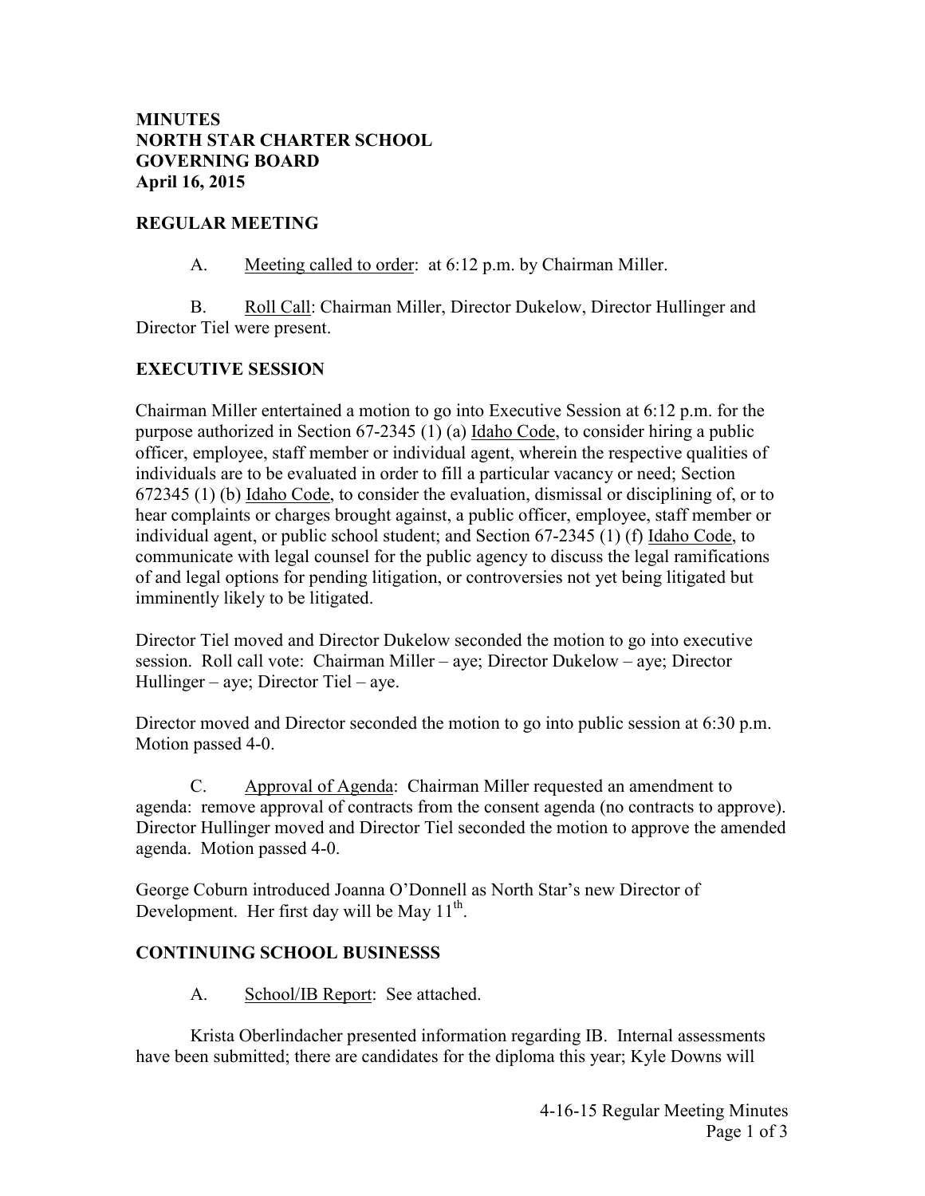**MINUTES**
**NORTH STAR CHARTER SCHOOL**
**GOVERNING BOARD**
**April 16, 2015**

## REGULAR MEETING

A. Meeting called to order: at 6:12 p.m. by Chairman Miller.

B. Roll Call: Chairman Miller, Director Dukelow, Director Hullinger and Director Tiel were present.

## EXECUTIVE SESSION

Chairman Miller entertained a motion to go into Executive Session at 6:12 p.m. for the purpose authorized in Section 67-2345 (1) (a) Idaho Code, to consider hiring a public officer, employee, staff member or individual agent, wherein the respective qualities of individuals are to be evaluated in order to fill a particular vacancy or need; Section 672345 (1) (b) Idaho Code, to consider the evaluation, dismissal or disciplining of, or to hear complaints or charges brought against, a public officer, employee, staff member or individual agent, or public school student; and Section 67-2345 (1) (f) Idaho Code, to communicate with legal counsel for the public agency to discuss the legal ramifications of and legal options for pending litigation, or controversies not yet being litigated but imminently likely to be litigated.

Director Tiel moved and Director Dukelow seconded the motion to go into executive session. Roll call vote: Chairman Miller – aye; Director Dukelow – aye; Director Hullinger – aye; Director Tiel – aye.

Director moved and Director seconded the motion to go into public session at 6:30 p.m. Motion passed 4-0.

C. Approval of Agenda: Chairman Miller requested an amendment to agenda: remove approval of contracts from the consent agenda (no contracts to approve). Director Hullinger moved and Director Tiel seconded the motion to approve the amended agenda. Motion passed 4-0.

George Coburn introduced Joanna O'Donnell as North Star's new Director of Development. Her first day will be May 11th.

## CONTINUING SCHOOL BUSINESSS

A. School/IB Report: See attached.

Krista Oberlindacher presented information regarding IB. Internal assessments have been submitted; there are candidates for the diploma this year; Kyle Downs will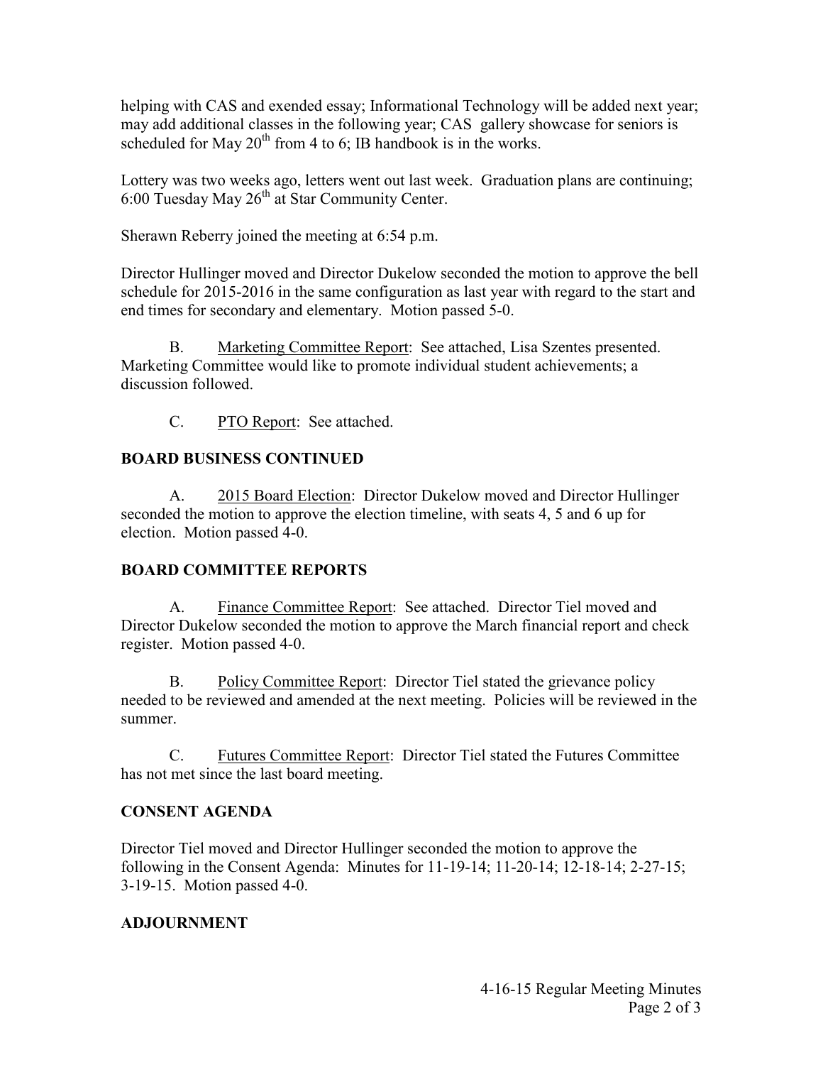helping with CAS and exended essay; Informational Technology will be added next year; may add additional classes in the following year; CAS gallery showcase for seniors is scheduled for May 20th from 4 to 6; IB handbook is in the works.

Lottery was two weeks ago, letters went out last week. Graduation plans are continuing; 6:00 Tuesday May 26th at Star Community Center.

Sherawn Reberry joined the meeting at 6:54 p.m.

Director Hullinger moved and Director Dukelow seconded the motion to approve the bell schedule for 2015-2016 in the same configuration as last year with regard to the start and end times for secondary and elementary. Motion passed 5-0.

B. Marketing Committee Report: See attached, Lisa Szentes presented. Marketing Committee would like to promote individual student achievements; a discussion followed.

C. PTO Report: See attached.

**BOARD BUSINESS CONTINUED**

A. 2015 Board Election: Director Dukelow moved and Director Hullinger seconded the motion to approve the election timeline, with seats 4, 5 and 6 up for election. Motion passed 4-0.

**BOARD COMMITTEE REPORTS**

A. Finance Committee Report: See attached. Director Tiel moved and Director Dukelow seconded the motion to approve the March financial report and check register. Motion passed 4-0.

B. Policy Committee Report: Director Tiel stated the grievance policy needed to be reviewed and amended at the next meeting. Policies will be reviewed in the summer.

C. Futures Committee Report: Director Tiel stated the Futures Committee has not met since the last board meeting.

**CONSENT AGENDA**

Director Tiel moved and Director Hullinger seconded the motion to approve the following in the Consent Agenda: Minutes for 11-19-14; 11-20-14; 12-18-14; 2-27-15; 3-19-15. Motion passed 4-0.

**ADJOURNMENT**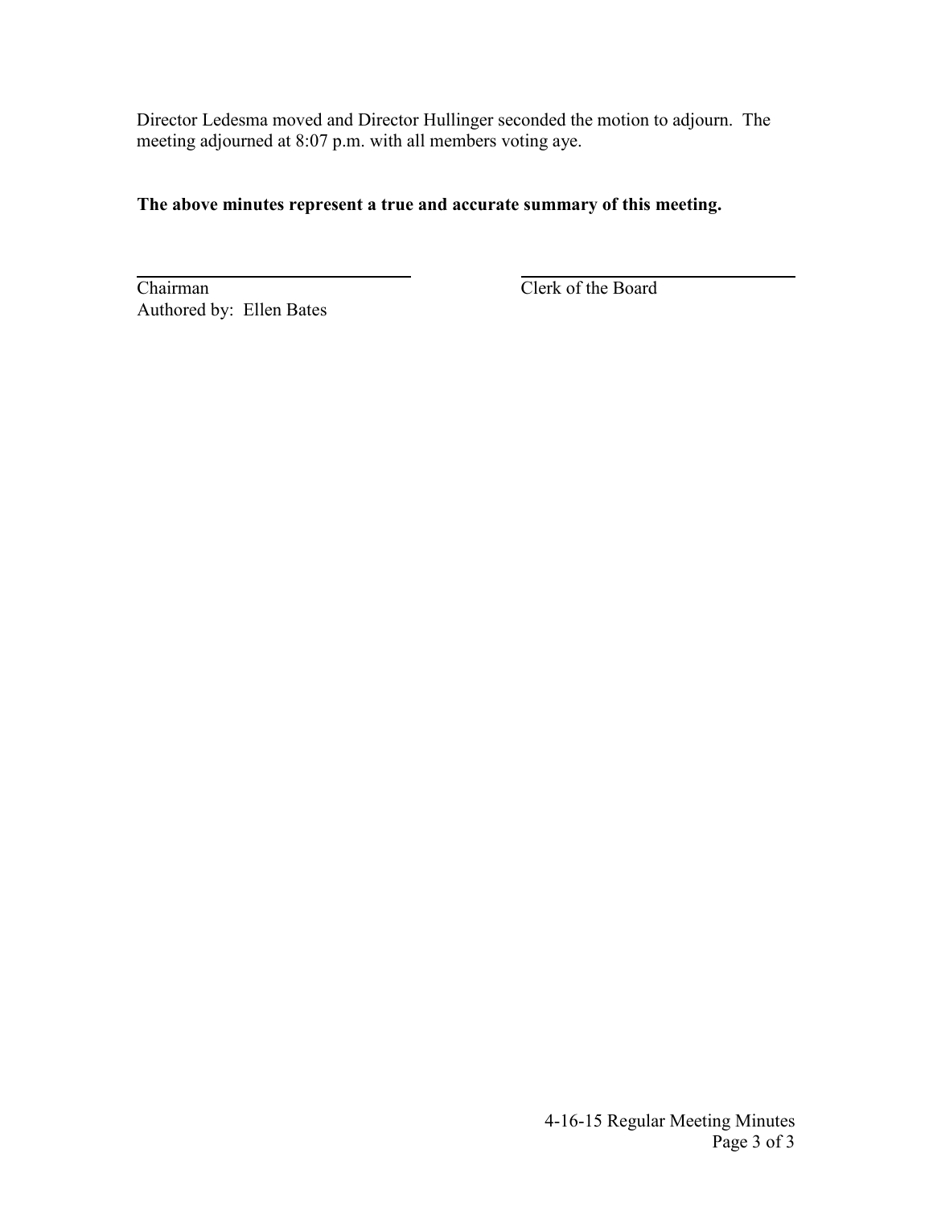Director Ledesma moved and Director Hullinger seconded the motion to adjourn. The meeting adjourned at 8:07 p.m. with all members voting aye.

**The above minutes represent a true and accurate summary of this meeting.**

| | |
|---|---|
| \_\_\_\_\_\_\_\_\_\_\_\_\_\_\_\_\_\_\_\_\_\_\_\_\_\_\_\_\_\_ | \_\_\_\_\_\_\_\_\_\_\_\_\_\_\_\_\_\_\_\_\_\_\_\_\_\_\_\_\_\_ |
| Chairman | Clerk of the Board |

Authored by: Ellen Bates